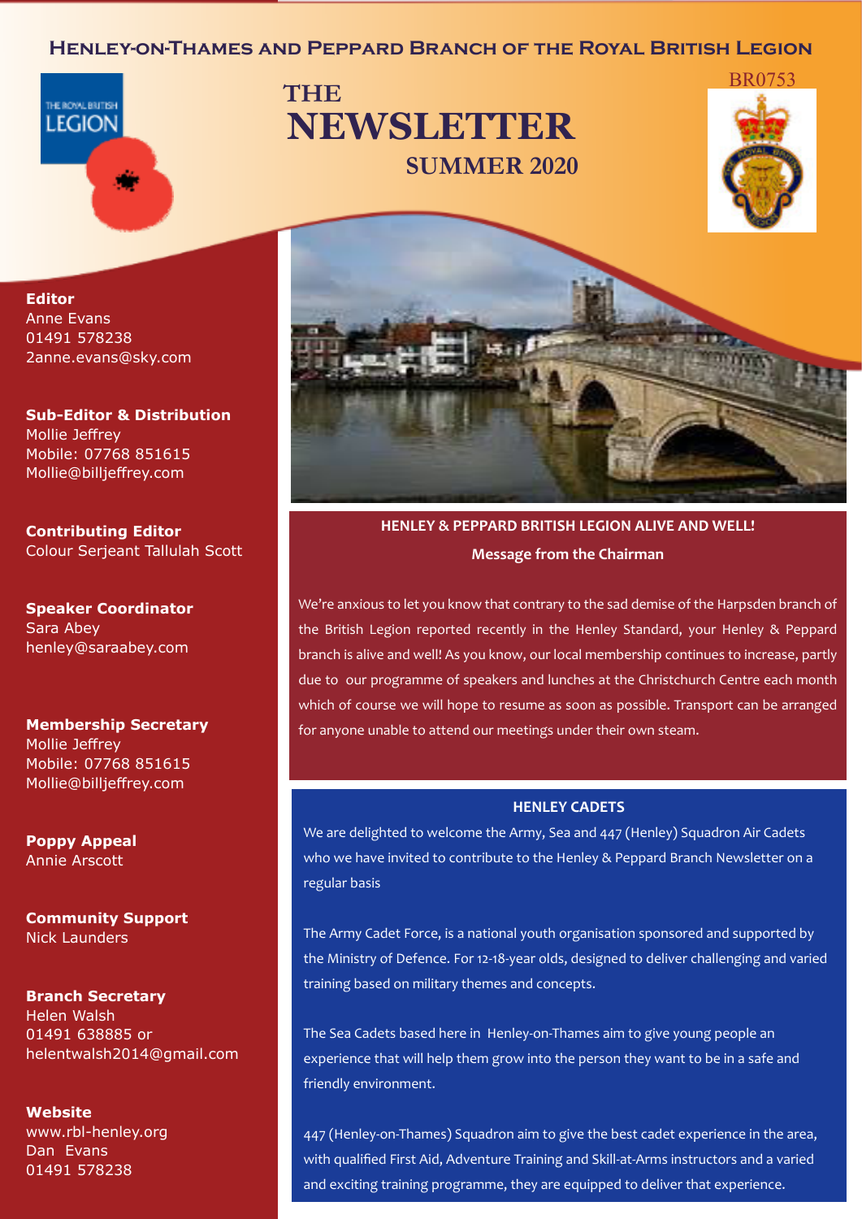# Henley-on-Thames and Peppard Branch of the Royal British Legion

BR0753

# THE NEWSLETTER

## SUMMER 2020

**Editor**
Anne Evans
01491 578238
2anne.evans@sky.com

**Sub-Editor & Distribution**
Mollie Jeffrey
Mobile: 07768 851615
Mollie@billjeffrey.com

**Contributing Editor**
Colour Serjeant Tallulah Scott

**Speaker Coordinator**
Sara Abey
henley@saraabey.com

**Membership Secretary**
Mollie Jeffrey
Mobile: 07768 851615
Mollie@billjeffrey.com

**Poppy Appeal**
Annie Arscott

**Community Support**
Nick Launders

**Branch Secretary**
Helen Walsh
01491 638885 or
helentwalsh2014@gmail.com

**Website**
www.rbl-henley.org
Dan Evans
01491 578238

### HENLEY & PEPPARD BRITISH LEGION ALIVE AND WELL!

**Message from the Chairman**

We're anxious to let you know that contrary to the sad demise of the Harpsden branch of the British Legion reported recently in the Henley Standard, your Henley & Peppard branch is alive and well! As you know, our local membership continues to increase, partly due to our programme of speakers and lunches at the Christchurch Centre each month which of course we will hope to resume as soon as possible. Transport can be arranged for anyone unable to attend our meetings under their own steam.

### HENLEY CADETS

We are delighted to welcome the Army, Sea and 447 (Henley) Squadron Air Cadets who we have invited to contribute to the Henley & Peppard Branch Newsletter on a regular basis

The Army Cadet Force, is a national youth organisation sponsored and supported by the Ministry of Defence. For 12-18-year olds, designed to deliver challenging and varied training based on military themes and concepts.

The Sea Cadets based here in Henley-on-Thames aim to give young people an experience that will help them grow into the person they want to be in a safe and friendly environment.

447 (Henley-on-Thames) Squadron aim to give the best cadet experience in the area, with qualified First Aid, Adventure Training and Skill-at-Arms instructors and a varied and exciting training programme, they are equipped to deliver that experience.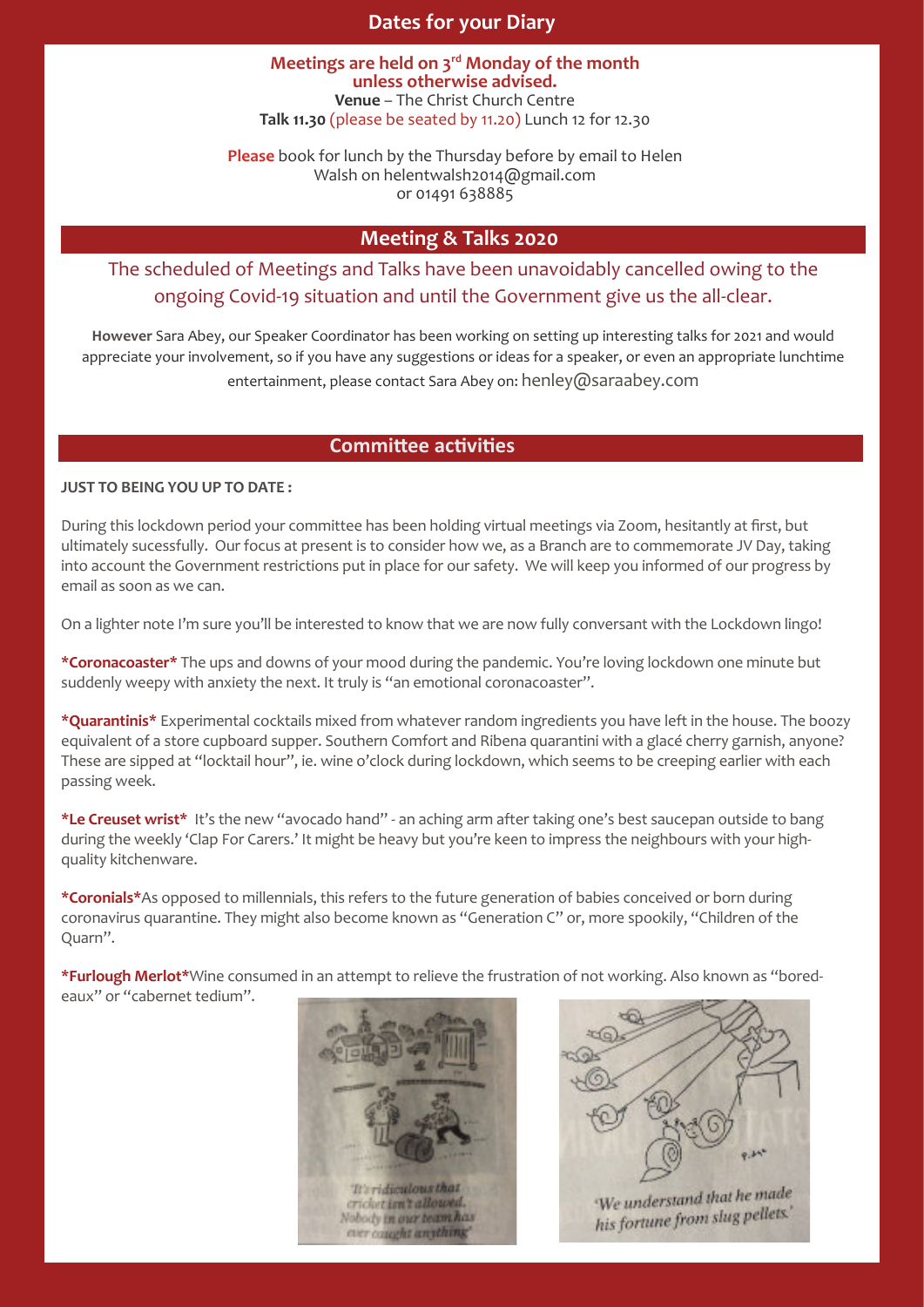## Dates for your Diary

**Meetings are held on 3rd Monday of the month unless otherwise advised.**
**Venue** – The Christ Church Centre
**Talk 11.30** (please be seated by 11.20) Lunch 12 for 12.30

**Please** book for lunch by the Thursday before by email to Helen Walsh on helentwalsh2014@gmail.com or 01491 638885

## Meeting & Talks 2020

The scheduled of Meetings and Talks have been unavoidably cancelled owing to the ongoing Covid-19 situation and until the Government give us the all-clear.

**However** Sara Abey, our Speaker Coordinator has been working on setting up interesting talks for 2021 and would appreciate your involvement, so if you have any suggestions or ideas for a speaker, or even an appropriate lunchtime entertainment, please contact Sara Abey on: henley@saraabey.com

## Committee activities

**JUST TO BEING YOU UP TO DATE :**

During this lockdown period your committee has been holding virtual meetings via Zoom, hesitantly at first, but ultimately sucessfully. Our focus at present is to consider how we, as a Branch are to commemorate JV Day, taking into account the Government restrictions put in place for our safety. We will keep you informed of our progress by email as soon as we can.

On a lighter note I'm sure you'll be interested to know that we are now fully conversant with the Lockdown lingo!

**\*Coronacoaster\*** The ups and downs of your mood during the pandemic. You're loving lockdown one minute but suddenly weepy with anxiety the next. It truly is "an emotional coronacoaster".

**\*Quarantinis\*** Experimental cocktails mixed from whatever random ingredients you have left in the house. The boozy equivalent of a store cupboard supper. Southern Comfort and Ribena quarantini with a glacé cherry garnish, anyone? These are sipped at "locktail hour", ie. wine o'clock during lockdown, which seems to be creeping earlier with each passing week.

**\*Le Creuset wrist\*** It's the new "avocado hand" - an aching arm after taking one's best saucepan outside to bang during the weekly 'Clap For Carers.' It might be heavy but you're keen to impress the neighbours with your high-quality kitchenware.

**\*Coronials\***As opposed to millennials, this refers to the future generation of babies conceived or born during coronavirus quarantine. They might also become known as "Generation C" or, more spookily, "Children of the Quarn".

**\*Furlough Merlot\***Wine consumed in an attempt to relieve the frustration of not working. Also known as "bored-eaux" or "cabernet tedium".

'It's ridiculous that cricket isn't allowed. Nobody in our team has ever caught anything'

'We understand that he made his fortune from slug pellets.'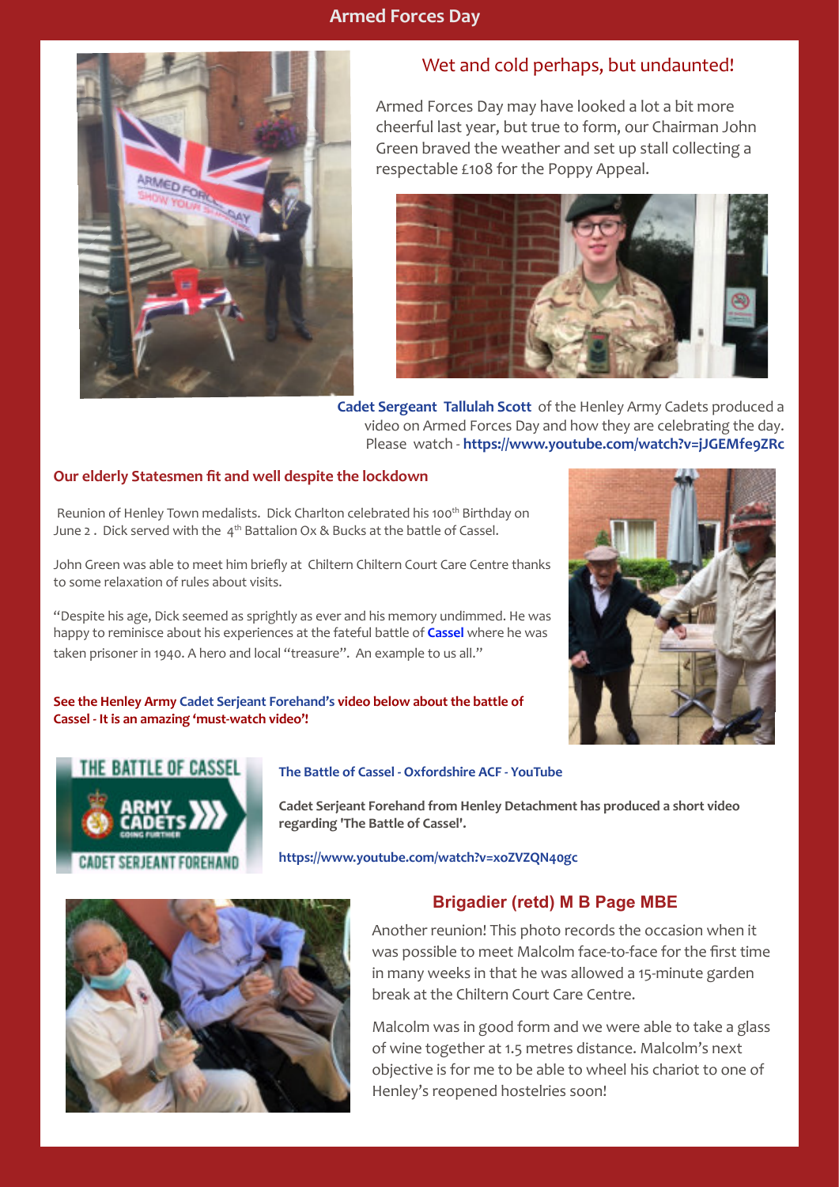# Armed Forces Day

## Wet and cold perhaps, but undaunted!

Armed Forces Day may have looked a lot a bit more cheerful last year, but true to form, our Chairman John Green braved the weather and set up stall collecting a respectable £108 for the Poppy Appeal.

**Cadet Sergeant Tallulah Scott** of the Henley Army Cadets produced a video on Armed Forces Day and how they are celebrating the day. Please watch - **https://www.youtube.com/watch?v=jJGEMfe9ZRc**

### Our elderly Statesmen fit and well despite the lockdown

Reunion of Henley Town medalists. Dick Charlton celebrated his 100th Birthday on June 2 . Dick served with the 4th Battalion Ox & Bucks at the battle of Cassel.

John Green was able to meet him briefly at Chiltern Chiltern Court Care Centre thanks to some relaxation of rules about visits.

"Despite his age, Dick seemed as sprightly as ever and his memory undimmed. He was happy to reminisce about his experiences at the fateful battle of **Cassel** where he was taken prisoner in 1940. A hero and local "treasure". An example to us all."

**See the Henley Army Cadet Serjeant Forehand's video below about the battle of Cassel - It is an amazing 'must-watch video'!**

THE BATTLE OF CASSEL
ARMY CADETS
GOING FURTHER
CADET SERJEANT FOREHAND

**The Battle of Cassel - Oxfordshire ACF - YouTube**

**Cadet Serjeant Forehand from Henley Detachment has produced a short video regarding 'The Battle of Cassel'.**

**https://www.youtube.com/watch?v=xoZVZQN40gc**

### Brigadier (retd) M B Page MBE

Another reunion! This photo records the occasion when it was possible to meet Malcolm face-to-face for the first time in many weeks in that he was allowed a 15-minute garden break at the Chiltern Court Care Centre.

Malcolm was in good form and we were able to take a glass of wine together at 1.5 metres distance. Malcolm's next objective is for me to be able to wheel his chariot to one of Henley's reopened hostelries soon!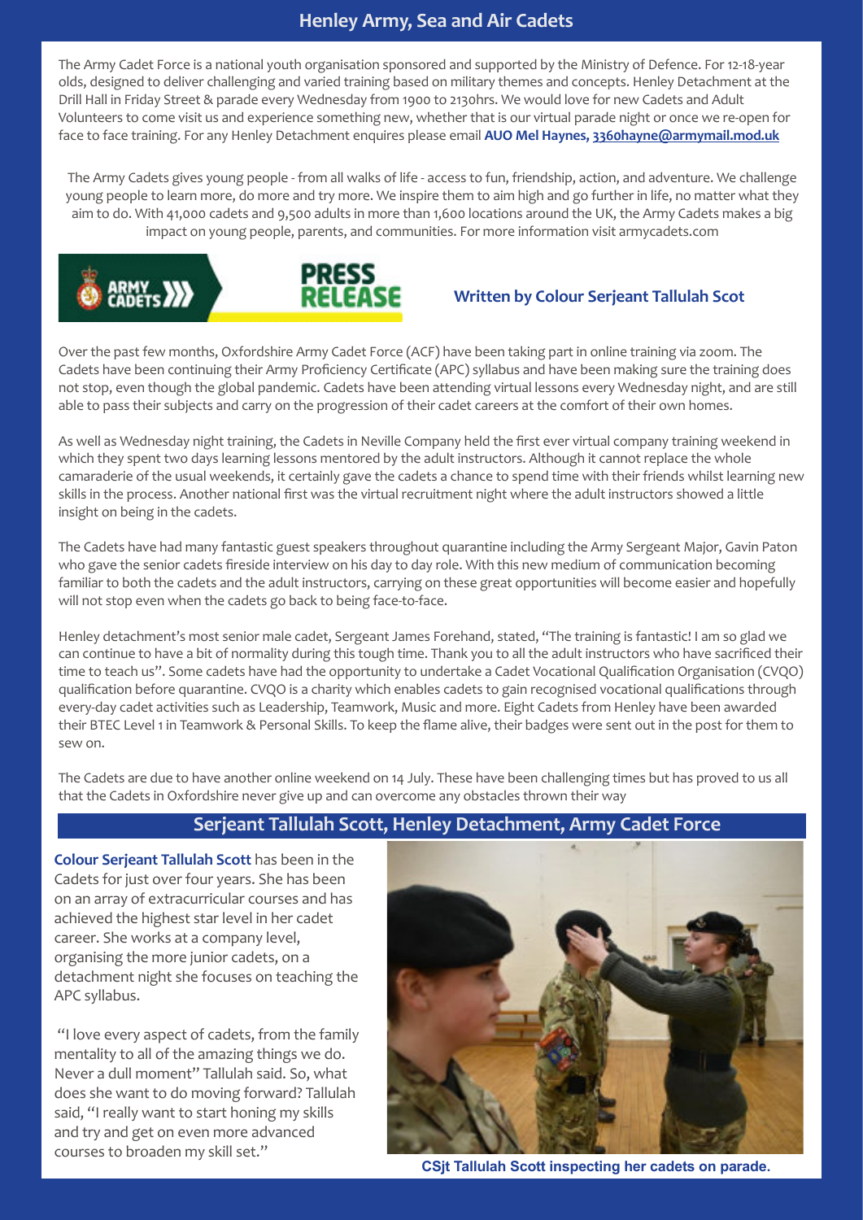# Henley Army, Sea and Air Cadets

The Army Cadet Force is a national youth organisation sponsored and supported by the Ministry of Defence. For 12-18-year olds, designed to deliver challenging and varied training based on military themes and concepts. Henley Detachment at the Drill Hall in Friday Street & parade every Wednesday from 1900 to 2130hrs. We would love for new Cadets and Adult Volunteers to come visit us and experience something new, whether that is our virtual parade night or once we re-open for face to face training. For any Henley Detachment enquires please email **AUO Mel Haynes, 3360hayne@armymail.mod.uk**

The Army Cadets gives young people - from all walks of life - access to fun, friendship, action, and adventure. We challenge young people to learn more, do more and try more. We inspire them to aim high and go further in life, no matter what they aim to do. With 41,000 cadets and 9,500 adults in more than 1,600 locations around the UK, the Army Cadets makes a big impact on young people, parents, and communities. For more information visit armycadets.com

ARMY CADETS

PRESS RELEASE

**Written by Colour Serjeant Tallulah Scot**

Over the past few months, Oxfordshire Army Cadet Force (ACF) have been taking part in online training via zoom. The Cadets have been continuing their Army Proficiency Certificate (APC) syllabus and have been making sure the training does not stop, even though the global pandemic. Cadets have been attending virtual lessons every Wednesday night, and are still able to pass their subjects and carry on the progression of their cadet careers at the comfort of their own homes.

As well as Wednesday night training, the Cadets in Neville Company held the first ever virtual company training weekend in which they spent two days learning lessons mentored by the adult instructors. Although it cannot replace the whole camaraderie of the usual weekends, it certainly gave the cadets a chance to spend time with their friends whilst learning new skills in the process. Another national first was the virtual recruitment night where the adult instructors showed a little insight on being in the cadets.

The Cadets have had many fantastic guest speakers throughout quarantine including the Army Sergeant Major, Gavin Paton who gave the senior cadets fireside interview on his day to day role. With this new medium of communication becoming familiar to both the cadets and the adult instructors, carrying on these great opportunities will become easier and hopefully will not stop even when the cadets go back to being face-to-face.

Henley detachment's most senior male cadet, Sergeant James Forehand, stated, "The training is fantastic! I am so glad we can continue to have a bit of normality during this tough time. Thank you to all the adult instructors who have sacrificed their time to teach us". Some cadets have had the opportunity to undertake a Cadet Vocational Qualification Organisation (CVQO) qualification before quarantine. CVQO is a charity which enables cadets to gain recognised vocational qualifications through every-day cadet activities such as Leadership, Teamwork, Music and more. Eight Cadets from Henley have been awarded their BTEC Level 1 in Teamwork & Personal Skills. To keep the flame alive, their badges were sent out in the post for them to sew on.

The Cadets are due to have another online weekend on 14 July. These have been challenging times but has proved to us all that the Cadets in Oxfordshire never give up and can overcome any obstacles thrown their way

## Serjeant Tallulah Scott, Henley Detachment, Army Cadet Force

**Colour Serjeant Tallulah Scott** has been in the Cadets for just over four years. She has been on an array of extracurricular courses and has achieved the highest star level in her cadet career. She works at a company level, organising the more junior cadets, on a detachment night she focuses on teaching the APC syllabus.

"I love every aspect of cadets, from the family mentality to all of the amazing things we do. Never a dull moment" Tallulah said. So, what does she want to do moving forward? Tallulah said, "I really want to start honing my skills and try and get on even more advanced courses to broaden my skill set."

CSjt Tallulah Scott inspecting her cadets on parade.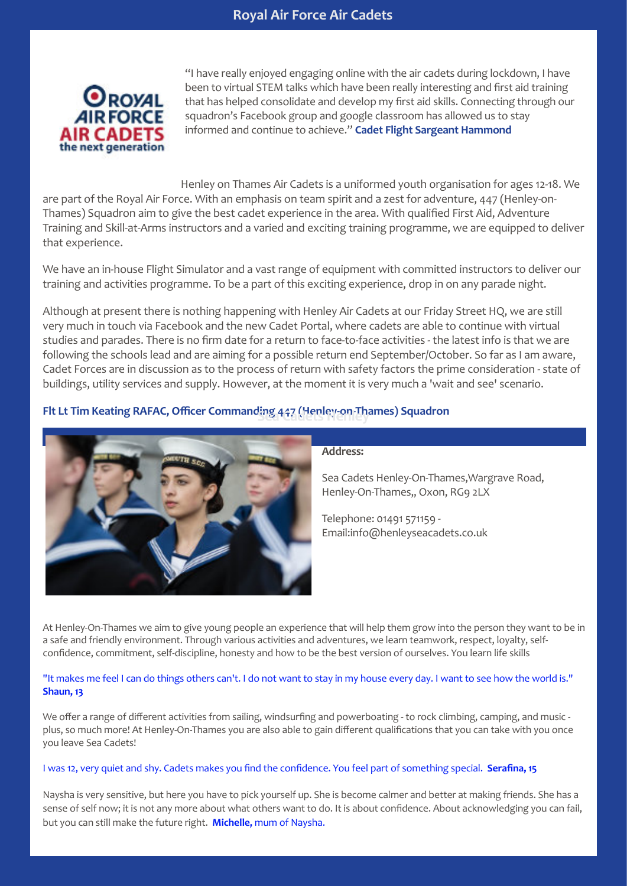## Royal Air Force Air Cadets

"I have really enjoyed engaging online with the air cadets during lockdown, I have been to virtual STEM talks which have been really interesting and first aid training that has helped consolidate and develop my first aid skills. Connecting through our squadron's Facebook group and google classroom has allowed us to stay informed and continue to achieve." **Cadet Flight Sargeant Hammond**

Henley on Thames Air Cadets is a uniformed youth organisation for ages 12-18. We are part of the Royal Air Force. With an emphasis on team spirit and a zest for adventure, 447 (Henley-on-Thames) Squadron aim to give the best cadet experience in the area. With qualified First Aid, Adventure Training and Skill-at-Arms instructors and a varied and exciting training programme, we are equipped to deliver that experience.

We have an in-house Flight Simulator and a vast range of equipment with committed instructors to deliver our training and activities programme. To be a part of this exciting experience, drop in on any parade night.

Although at present there is nothing happening with Henley Air Cadets at our Friday Street HQ, we are still very much in touch via Facebook and the new Cadet Portal, where cadets are able to continue with virtual studies and parades. There is no firm date for a return to face-to-face activities - the latest info is that we are following the schools lead and are aiming for a possible return end September/October. So far as I am aware, Cadet Forces are in discussion as to the process of return with safety factors the prime consideration - state of buildings, utility services and supply. However, at the moment it is very much a 'wait and see' scenario.

**Flt Lt Tim Keating RAFAC, Officer Commanding 447 (Henley-on-Thames) Squadron**

## Sea Cadets Henley

**Address:**

Sea Cadets Henley-On-Thames,Wargrave Road, Henley-On-Thames,, Oxon, RG9 2LX

Telephone: 01491 571159 -
Email:info@henleyseacadets.co.uk

At Henley-On-Thames we aim to give young people an experience that will help them grow into the person they want to be in a safe and friendly environment. Through various activities and adventures, we learn teamwork, respect, loyalty, self-confidence, commitment, self-discipline, honesty and how to be the best version of ourselves. You learn life skills

"It makes me feel I can do things others can't. I do not want to stay in my house every day. I want to see how the world is." **Shaun, 13**

We offer a range of different activities from sailing, windsurfing and powerboating - to rock climbing, camping, and music - plus, so much more! At Henley-On-Thames you are also able to gain different qualifications that you can take with you once you leave Sea Cadets!

I was 12, very quiet and shy. Cadets makes you find the confidence. You feel part of something special. **Serafina, 15**

Naysha is very sensitive, but here you have to pick yourself up. She is become calmer and better at making friends. She has a sense of self now; it is not any more about what others want to do. It is about confidence. About acknowledging you can fail, but you can still make the future right. **Michelle,** mum of Naysha.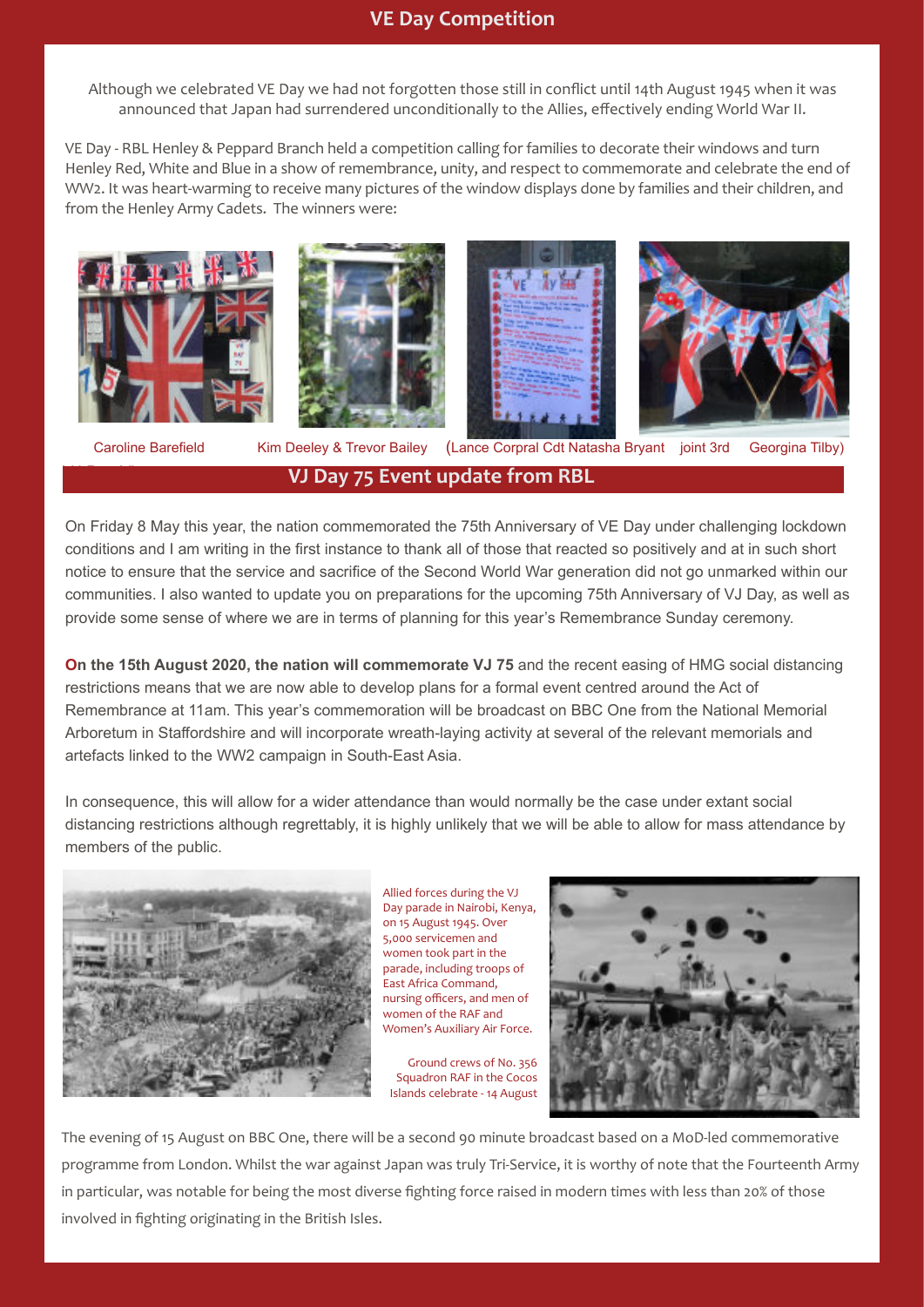## VE Day Competition

Although we celebrated VE Day we had not forgotten those still in conflict until 14th August 1945 when it was announced that Japan had surrendered unconditionally to the Allies, effectively ending World War II.

VE Day - RBL Henley & Peppard Branch held a competition calling for families to decorate their windows and turn Henley Red, White and Blue in a show of remembrance, unity, and respect to commemorate and celebrate the end of WW2. It was heart-warming to receive many pictures of the window displays done by families and their children, and from the Henley Army Cadets. The winners were:

Caroline Barefield Kim Deeley & Trevor Bailey (Lance Corpral Cdt Natasha Bryant joint 3rd Georgina Tilby)

## VJ Day 75 Event update from RBL

On Friday 8 May this year, the nation commemorated the 75th Anniversary of VE Day under challenging lockdown conditions and I am writing in the first instance to thank all of those that reacted so positively and at in such short notice to ensure that the service and sacrifice of the Second World War generation did not go unmarked within our communities. I also wanted to update you on preparations for the upcoming 75th Anniversary of VJ Day, as well as provide some sense of where we are in terms of planning for this year's Remembrance Sunday ceremony.

**On the 15th August 2020, the nation will commemorate VJ 75** and the recent easing of HMG social distancing restrictions means that we are now able to develop plans for a formal event centred around the Act of Remembrance at 11am. This year's commemoration will be broadcast on BBC One from the National Memorial Arboretum in Staffordshire and will incorporate wreath-laying activity at several of the relevant memorials and artefacts linked to the WW2 campaign in South-East Asia.

In consequence, this will allow for a wider attendance than would normally be the case under extant social distancing restrictions although regrettably, it is highly unlikely that we will be able to allow for mass attendance by members of the public.

Allied forces during the VJ Day parade in Nairobi, Kenya, on 15 August 1945. Over 5,000 servicemen and women took part in the parade, including troops of East Africa Command, nursing officers, and men of women of the RAF and Women's Auxiliary Air Force.

Ground crews of No. 356 Squadron RAF in the Cocos Islands celebrate - 14 August

The evening of 15 August on BBC One, there will be a second 90 minute broadcast based on a MoD-led commemorative programme from London. Whilst the war against Japan was truly Tri-Service, it is worthy of note that the Fourteenth Army in particular, was notable for being the most diverse fighting force raised in modern times with less than 20% of those involved in fighting originating in the British Isles.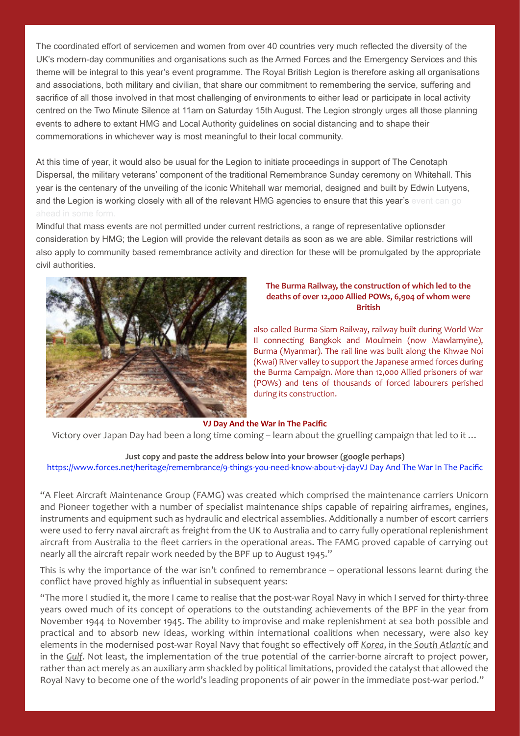The coordinated effort of servicemen and women from over 40 countries very much reflected the diversity of the UK's modern-day communities and organisations such as the Armed Forces and the Emergency Services and this theme will be integral to this year's event programme. The Royal British Legion is therefore asking all organisations and associations, both military and civilian, that share our commitment to remembering the service, suffering and sacrifice of all those involved in that most challenging of environments to either lead or participate in local activity centred on the Two Minute Silence at 11am on Saturday 15th August. The Legion strongly urges all those planning events to adhere to extant HMG and Local Authority guidelines on social distancing and to shape their commemorations in whichever way is most meaningful to their local community.

At this time of year, it would also be usual for the Legion to initiate proceedings in support of The Cenotaph Dispersal, the military veterans' component of the traditional Remembrance Sunday ceremony on Whitehall. This year is the centenary of the unveiling of the iconic Whitehall war memorial, designed and built by Edwin Lutyens, and the Legion is working closely with all of the relevant HMG agencies to ensure that this year's event can go ahead in some form.

Mindful that mass events are not permitted under current restrictions, a range of representative optionsder consideration by HMG; the Legion will provide the relevant details as soon as we are able. Similar restrictions will also apply to community based remembrance activity and direction for these will be promulgated by the appropriate civil authorities.

**The Burma Railway, the construction of which led to the deaths of over 12,000 Allied POWs, 6,904 of whom were British**

also called Burma-Siam Railway, railway built during World War II connecting Bangkok and Moulmein (now Mawlamyine), Burma (Myanmar). The rail line was built along the Khwae Noi (Kwai) River valley to support the Japanese armed forces during the Burma Campaign. More than 12,000 Allied prisoners of war (POWs) and tens of thousands of forced labourers perished during its construction.

**VJ Day And the War in The Pacific**

Victory over Japan Day had been a long time coming – learn about the gruelling campaign that led to it ...

**Just copy and paste the address below into your browser (google perhaps)**

https://www.forces.net/heritage/remembrance/9-things-you-need-know-about-vj-dayVJ Day And The War In The Pacific

"A Fleet Aircraft Maintenance Group (FAMG) was created which comprised the maintenance carriers Unicorn and Pioneer together with a number of specialist maintenance ships capable of repairing airframes, engines, instruments and equipment such as hydraulic and electrical assemblies. Additionally a number of escort carriers were used to ferry naval aircraft as freight from the UK to Australia and to carry fully operational replenishment aircraft from Australia to the fleet carriers in the operational areas. The FAMG proved capable of carrying out nearly all the aircraft repair work needed by the BPF up to August 1945."

This is why the importance of the war isn't confined to remembrance – operational lessons learnt during the conflict have proved highly as influential in subsequent years:

"The more I studied it, the more I came to realise that the post-war Royal Navy in which I served for thirty-three years owed much of its concept of operations to the outstanding achievements of the BPF in the year from November 1944 to November 1945. The ability to improvise and make replenishment at sea both possible and practical and to absorb new ideas, working within international coalitions when necessary, were also key elements in the modernised post-war Royal Navy that fought so effectively off *Korea*, in the *South Atlantic* and in the *Gulf*. Not least, the implementation of the true potential of the carrier-borne aircraft to project power, rather than act merely as an auxiliary arm shackled by political limitations, provided the catalyst that allowed the Royal Navy to become one of the world's leading proponents of air power in the immediate post-war period."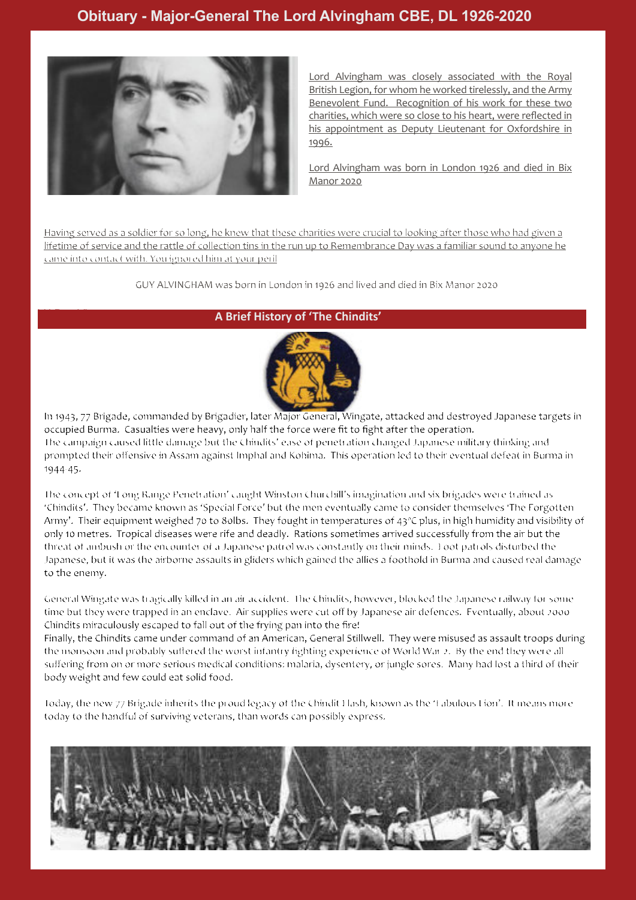# Obituary - Major-General The Lord Alvingham CBE, DL 1926-2020

Lord Alvingham was closely associated with the Royal British Legion, for whom he worked tirelessly, and the Army Benevolent Fund. Recognition of his work for these two charities, which were so close to his heart, were reflected in his appointment as Deputy Lieutenant for Oxfordshire in 1996.

Lord Alvingham was born in London 1926 and died in Bix Manor 2020

Having served as a soldier for so long, he knew that these charities were crucial to looking after those who had given a lifetime of service and the rattle of collection tins in the run up to Remembrance Day was a familiar sound to anyone he came into contact with. You ignored him at your peril

GUY ALVINGHAM was born in London in 1926 and lived and died in Bix Manor 2020

## A Brief History of 'The Chindits'

In 1943, 77 Brigade, commanded by Brigadier, later Major General, Wingate, attacked and destroyed Japanese targets in occupied Burma. Casualties were heavy, only half the force were fit to fight after the operation.
The campaign caused little damage but the Chindits' ease of penetration changed Japanese military thinking and prompted their offensive in Assam against Imphal and Kohima. This operation led to their eventual defeat in Burma in 1944 45.

The concept of 'Long Range Penetration' caught Winston Churchill's imagination and six brigades were trained as 'Chindits'. They became known as 'Special Force' but the men eventually came to consider themselves 'The Forgotten Army'. Their equipment weighed 70 to 80lbs. They fought in temperatures of 43°C plus, in high humidity and visibility of only 10 metres. Tropical diseases were rife and deadly. Rations sometimes arrived successfully from the air but the threat of ambush or the encounter of a Japanese patrol was constantly on their minds. Foot patrols disturbed the Japanese, but it was the airborne assaults in gliders which gained the allies a foothold in Burma and caused real damage to the enemy.

General Wingate was tragically killed in an air accident. The Chindits, however, blocked the Japanese railway for some time but they were trapped in an enclave. Air supplies were cut off by Japanese air defences. Eventually, about 2000 Chindits miraculously escaped to fall out of the frying pan into the fire!
Finally, the Chindits came under command of an American, General Stillwell. They were misused as assault troops during the monsoon and probably suffered the worst infantry fighting experience of World War 2. By the end they were all suffering from on or more serious medical conditions: malaria, dysentery, or jungle sores. Many had lost a third of their body weight and few could eat solid food.

Today, the new 77 Brigade inherits the proud legacy of the Chindit Flash, known as the 'Fabulous Lion'. It means more today to the handful of surviving veterans, than words can possibly express.